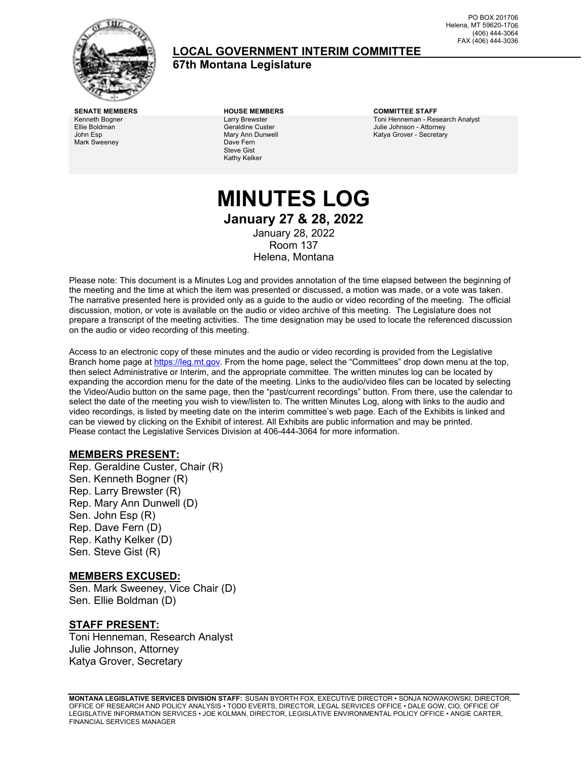PO BOX 201706
Helena, MT 59620-1706
(406) 444-3064
FAX (406) 444-3036

## LOCAL GOVERNMENT INTERIM COMMITTEE
### 67th Montana Legislature

| SENATE MEMBERS | HOUSE MEMBERS | COMMITTEE STAFF |
|---|---|---|
| Kenneth Bogner | Larry Brewster | Toni Henneman - Research Analyst |
| Ellie Boldman | Geraldine Custer | Julie Johnson - Attorney |
| John Esp | Mary Ann Dunwell | Katya Grover - Secretary |
| Mark Sweeney | Dave Fern | |
| | Steve Gist | |
| | Kathy Kelker | |

# MINUTES LOG

## January 27 & 28, 2022

January 28, 2022
Room 137
Helena, Montana

Please note: This document is a Minutes Log and provides annotation of the time elapsed between the beginning of the meeting and the time at which the item was presented or discussed, a motion was made, or a vote was taken. The narrative presented here is provided only as a guide to the audio or video recording of the meeting. The official discussion, motion, or vote is available on the audio or video archive of this meeting. The Legislature does not prepare a transcript of the meeting activities. The time designation may be used to locate the referenced discussion on the audio or video recording of this meeting.

Access to an electronic copy of these minutes and the audio or video recording is provided from the Legislative Branch home page at https://leg.mt.gov. From the home page, select the "Committees" drop down menu at the top, then select Administrative or Interim, and the appropriate committee. The written minutes log can be located by expanding the accordion menu for the date of the meeting. Links to the audio/video files can be located by selecting the Video/Audio button on the same page, then the "past/current recordings" button. From there, use the calendar to select the date of the meeting you wish to view/listen to. The written Minutes Log, along with links to the audio and video recordings, is listed by meeting date on the interim committee's web page. Each of the Exhibits is linked and can be viewed by clicking on the Exhibit of interest. All Exhibits are public information and may be printed. Please contact the Legislative Services Division at 406-444-3064 for more information.

### MEMBERS PRESENT:
Rep. Geraldine Custer, Chair (R)
Sen. Kenneth Bogner (R)
Rep. Larry Brewster (R)
Rep. Mary Ann Dunwell (D)
Sen. John Esp (R)
Rep. Dave Fern (D)
Rep. Kathy Kelker (D)
Sen. Steve Gist (R)

### MEMBERS EXCUSED:
Sen. Mark Sweeney, Vice Chair (D)
Sen. Ellie Boldman (D)

### STAFF PRESENT:
Toni Henneman, Research Analyst
Julie Johnson, Attorney
Katya Grover, Secretary

**MONTANA LEGISLATIVE SERVICES DIVISION STAFF:** SUSAN BYORTH FOX, EXECUTIVE DIRECTOR • SONJA NOWAKOWSKI, DIRECTOR, OFFICE OF RESEARCH AND POLICY ANALYSIS • TODD EVERTS, DIRECTOR, LEGAL SERVICES OFFICE • DALE GOW, CIO, OFFICE OF LEGISLATIVE INFORMATION SERVICES • JOE KOLMAN, DIRECTOR, LEGISLATIVE ENVIRONMENTAL POLICY OFFICE • ANGIE CARTER, FINANCIAL SERVICES MANAGER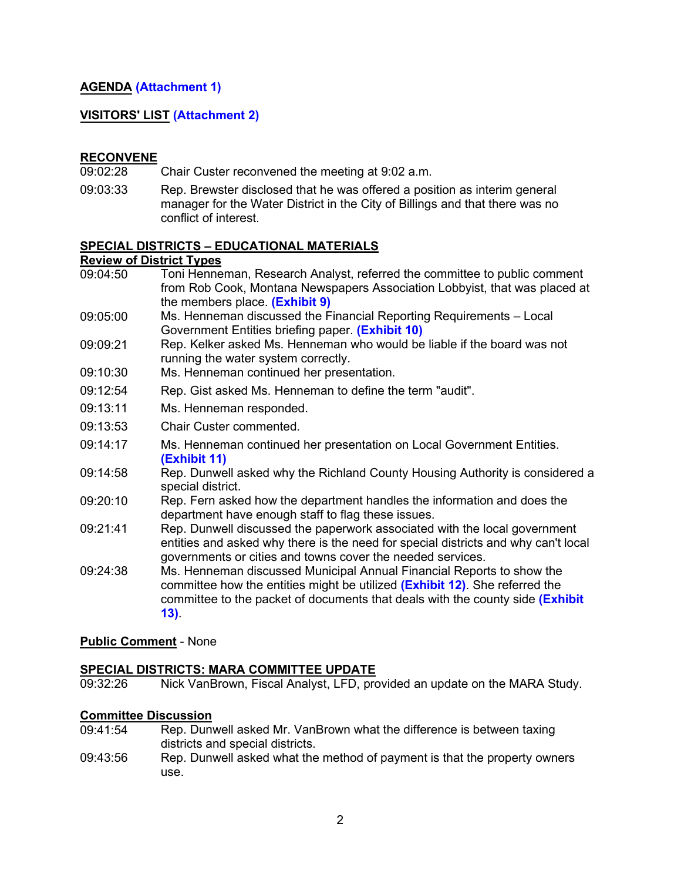**AGENDA** (Attachment 1)

**VISITORS' LIST** (Attachment 2)

**RECONVENE**

| | |
|---|---|
| 09:02:28 | Chair Custer reconvened the meeting at 9:02 a.m. |
| 09:03:33 | Rep. Brewster disclosed that he was offered a position as interim general manager for the Water District in the City of Billings and that there was no conflict of interest. |

**SPECIAL DISTRICTS – EDUCATIONAL MATERIALS**

**Review of District Types**

| | |
|---|---|
| 09:04:50 | Toni Henneman, Research Analyst, referred the committee to public comment from Rob Cook, Montana Newspapers Association Lobbyist, that was placed at the members place. **(Exhibit 9)** |
| 09:05:00 | Ms. Henneman discussed the Financial Reporting Requirements – Local Government Entities briefing paper. **(Exhibit 10)** |
| 09:09:21 | Rep. Kelker asked Ms. Henneman who would be liable if the board was not running the water system correctly. |
| 09:10:30 | Ms. Henneman continued her presentation. |
| 09:12:54 | Rep. Gist asked Ms. Henneman to define the term "audit". |
| 09:13:11 | Ms. Henneman responded. |
| 09:13:53 | Chair Custer commented. |
| 09:14:17 | Ms. Henneman continued her presentation on Local Government Entities. **(Exhibit 11)** |
| 09:14:58 | Rep. Dunwell asked why the Richland County Housing Authority is considered a special district. |
| 09:20:10 | Rep. Fern asked how the department handles the information and does the department have enough staff to flag these issues. |
| 09:21:41 | Rep. Dunwell discussed the paperwork associated with the local government entities and asked why there is the need for special districts and why can't local governments or cities and towns cover the needed services. |
| 09:24:38 | Ms. Henneman discussed Municipal Annual Financial Reports to show the committee how the entities might be utilized **(Exhibit 12)**. She referred the committee to the packet of documents that deals with the county side **(Exhibit 13)**. |

**Public Comment** - None

**SPECIAL DISTRICTS: MARA COMMITTEE UPDATE**

| | |
|---|---|
| 09:32:26 | Nick VanBrown, Fiscal Analyst, LFD, provided an update on the MARA Study. |

**Committee Discussion**

| | |
|---|---|
| 09:41:54 | Rep. Dunwell asked Mr. VanBrown what the difference is between taxing districts and special districts. |
| 09:43:56 | Rep. Dunwell asked what the method of payment is that the property owners use. |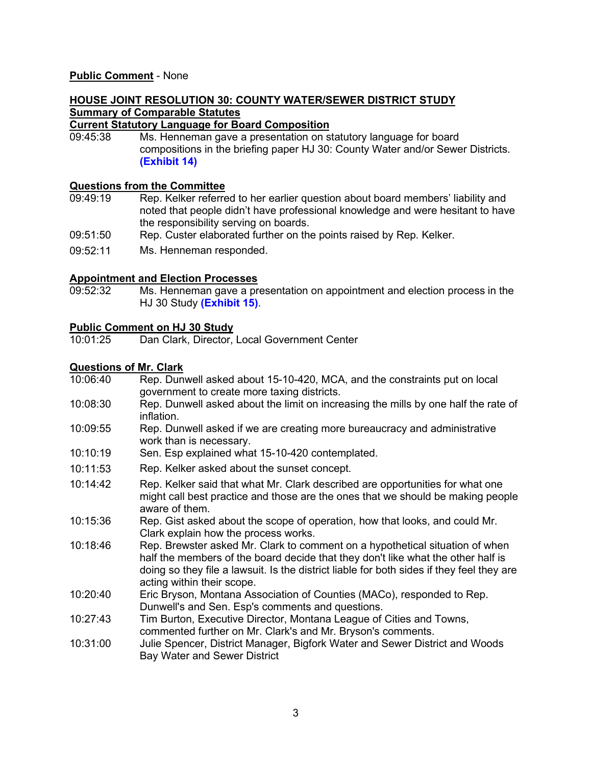**Public Comment** - None

**HOUSE JOINT RESOLUTION 30: COUNTY WATER/SEWER DISTRICT STUDY**

**Summary of Comparable Statutes**

**Current Statutory Language for Board Composition**

09:45:38 Ms. Henneman gave a presentation on statutory language for board compositions in the briefing paper HJ 30: County Water and/or Sewer Districts. **(Exhibit 14)**

**Questions from the Committee**

09:49:19 Rep. Kelker referred to her earlier question about board members' liability and noted that people didn't have professional knowledge and were hesitant to have the responsibility serving on boards.

09:51:50 Rep. Custer elaborated further on the points raised by Rep. Kelker.

09:52:11 Ms. Henneman responded.

**Appointment and Election Processes**

09:52:32 Ms. Henneman gave a presentation on appointment and election process in the HJ 30 Study **(Exhibit 15)**.

**Public Comment on HJ 30 Study**

10:01:25 Dan Clark, Director, Local Government Center

**Questions of Mr. Clark**

10:06:40 Rep. Dunwell asked about 15-10-420, MCA, and the constraints put on local government to create more taxing districts.

10:08:30 Rep. Dunwell asked about the limit on increasing the mills by one half the rate of inflation.

10:09:55 Rep. Dunwell asked if we are creating more bureaucracy and administrative work than is necessary.

10:10:19 Sen. Esp explained what 15-10-420 contemplated.

10:11:53 Rep. Kelker asked about the sunset concept.

10:14:42 Rep. Kelker said that what Mr. Clark described are opportunities for what one might call best practice and those are the ones that we should be making people aware of them.

10:15:36 Rep. Gist asked about the scope of operation, how that looks, and could Mr. Clark explain how the process works.

10:18:46 Rep. Brewster asked Mr. Clark to comment on a hypothetical situation of when half the members of the board decide that they don't like what the other half is doing so they file a lawsuit. Is the district liable for both sides if they feel they are acting within their scope.

10:20:40 Eric Bryson, Montana Association of Counties (MACo), responded to Rep. Dunwell's and Sen. Esp's comments and questions.

10:27:43 Tim Burton, Executive Director, Montana League of Cities and Towns, commented further on Mr. Clark's and Mr. Bryson's comments.

10:31:00 Julie Spencer, District Manager, Bigfork Water and Sewer District and Woods Bay Water and Sewer District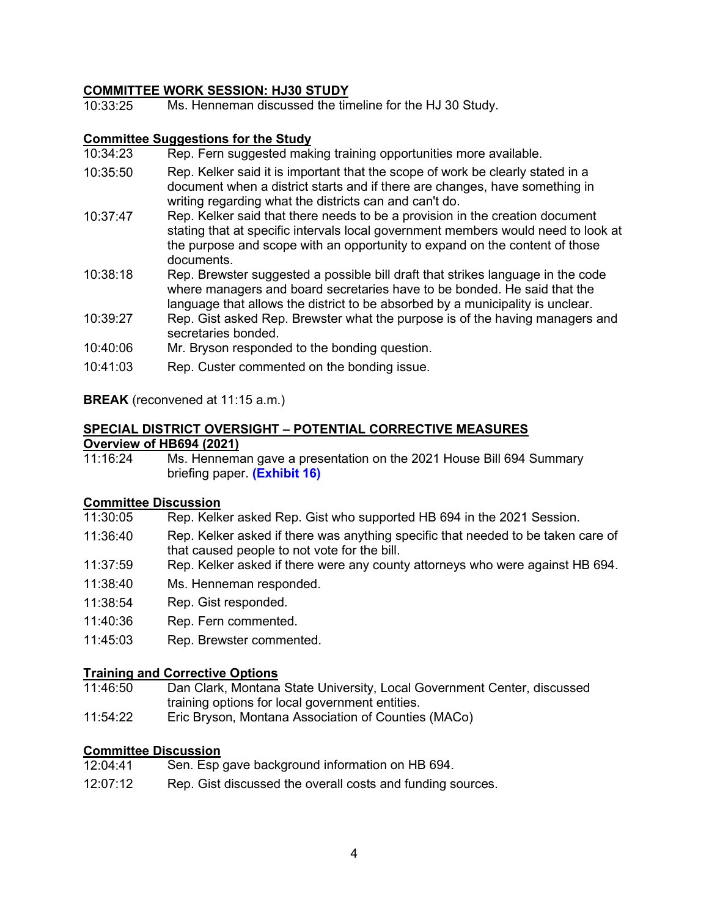**COMMITTEE WORK SESSION: HJ30 STUDY**

10:33:25 Ms. Henneman discussed the timeline for the HJ 30 Study.

**Committee Suggestions for the Study**

10:34:23 Rep. Fern suggested making training opportunities more available.

10:35:50 Rep. Kelker said it is important that the scope of work be clearly stated in a document when a district starts and if there are changes, have something in writing regarding what the districts can and can't do.

10:37:47 Rep. Kelker said that there needs to be a provision in the creation document stating that at specific intervals local government members would need to look at the purpose and scope with an opportunity to expand on the content of those documents.

10:38:18 Rep. Brewster suggested a possible bill draft that strikes language in the code where managers and board secretaries have to be bonded. He said that the language that allows the district to be absorbed by a municipality is unclear.

10:39:27 Rep. Gist asked Rep. Brewster what the purpose is of the having managers and secretaries bonded.

10:40:06 Mr. Bryson responded to the bonding question.

10:41:03 Rep. Custer commented on the bonding issue.

**BREAK** (reconvened at 11:15 a.m.)

**SPECIAL DISTRICT OVERSIGHT – POTENTIAL CORRECTIVE MEASURES**

**Overview of HB694 (2021)**

11:16:24 Ms. Henneman gave a presentation on the 2021 House Bill 694 Summary briefing paper. **(Exhibit 16)**

**Committee Discussion**

11:30:05 Rep. Kelker asked Rep. Gist who supported HB 694 in the 2021 Session.

11:36:40 Rep. Kelker asked if there was anything specific that needed to be taken care of that caused people to not vote for the bill.

11:37:59 Rep. Kelker asked if there were any county attorneys who were against HB 694.

11:38:40 Ms. Henneman responded.

11:38:54 Rep. Gist responded.

11:40:36 Rep. Fern commented.

11:45:03 Rep. Brewster commented.

**Training and Corrective Options**

11:46:50 Dan Clark, Montana State University, Local Government Center, discussed training options for local government entities.

11:54:22 Eric Bryson, Montana Association of Counties (MACo)

**Committee Discussion**

12:04:41 Sen. Esp gave background information on HB 694.

12:07:12 Rep. Gist discussed the overall costs and funding sources.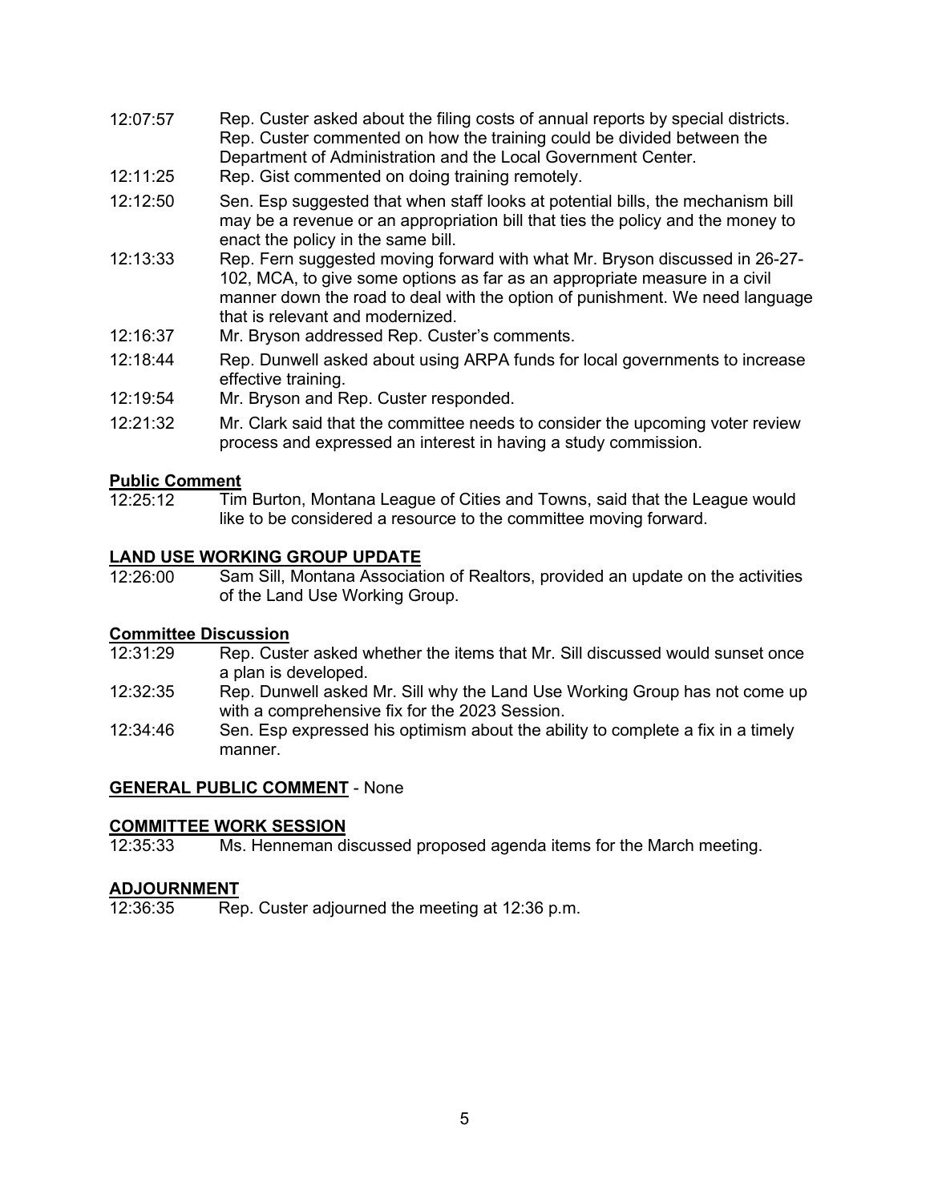12:07:57 Rep. Custer asked about the filing costs of annual reports by special districts. Rep. Custer commented on how the training could be divided between the Department of Administration and the Local Government Center.

12:11:25 Rep. Gist commented on doing training remotely.

12:12:50 Sen. Esp suggested that when staff looks at potential bills, the mechanism bill may be a revenue or an appropriation bill that ties the policy and the money to enact the policy in the same bill.

12:13:33 Rep. Fern suggested moving forward with what Mr. Bryson discussed in 26-27-102, MCA, to give some options as far as an appropriate measure in a civil manner down the road to deal with the option of punishment. We need language that is relevant and modernized.

12:16:37 Mr. Bryson addressed Rep. Custer's comments.

12:18:44 Rep. Dunwell asked about using ARPA funds for local governments to increase effective training.

12:19:54 Mr. Bryson and Rep. Custer responded.

12:21:32 Mr. Clark said that the committee needs to consider the upcoming voter review process and expressed an interest in having a study commission.

**Public Comment**

12:25:12 Tim Burton, Montana League of Cities and Towns, said that the League would like to be considered a resource to the committee moving forward.

**LAND USE WORKING GROUP UPDATE**

12:26:00 Sam Sill, Montana Association of Realtors, provided an update on the activities of the Land Use Working Group.

**Committee Discussion**

12:31:29 Rep. Custer asked whether the items that Mr. Sill discussed would sunset once a plan is developed.

12:32:35 Rep. Dunwell asked Mr. Sill why the Land Use Working Group has not come up with a comprehensive fix for the 2023 Session.

12:34:46 Sen. Esp expressed his optimism about the ability to complete a fix in a timely manner.

**GENERAL PUBLIC COMMENT** - None

**COMMITTEE WORK SESSION**

12:35:33 Ms. Henneman discussed proposed agenda items for the March meeting.

**ADJOURNMENT**

12:36:35 Rep. Custer adjourned the meeting at 12:36 p.m.